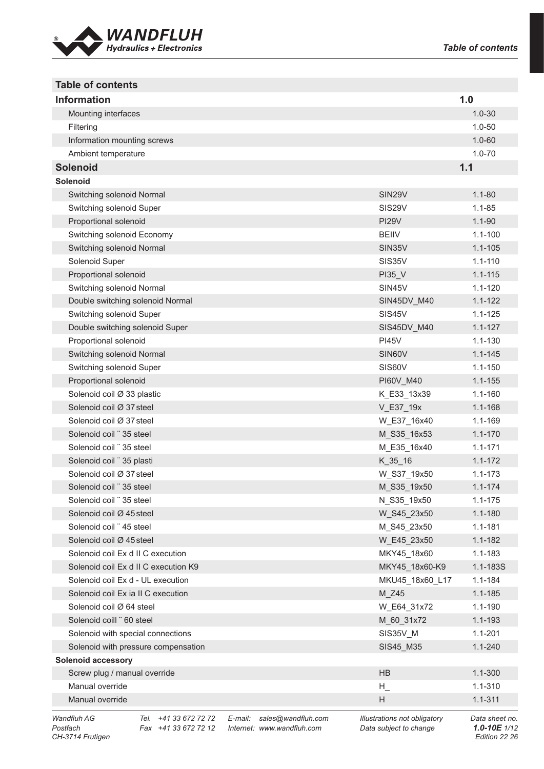# Table of contents

| Table of contents | | |
|---|---|---|
| **Information** | | **1.0** |
| Mounting interfaces | | 1.0-30 |
| Filtering | | 1.0-50 |
| Information mounting screws | | 1.0-60 |
| Ambient temperature | | 1.0-70 |
| **Solenoid** | | **1.1** |
| **Solenoid** | | |
| Switching solenoid Normal | SIN29V | 1.1-80 |
| Switching solenoid Super | SIS29V | 1.1-85 |
| Proportional solenoid | PI29V | 1.1-90 |
| Switching solenoid Economy | BEIIV | 1.1-100 |
| Switching solenoid Normal | SIN35V | 1.1-105 |
| Solenoid Super | SIS35V | 1.1-110 |
| Proportional solenoid | PI35_V | 1.1-115 |
| Switching solenoid Normal | SIN45V | 1.1-120 |
| Double switching solenoid Normal | SIN45DV_M40 | 1.1-122 |
| Switching solenoid Super | SIS45V | 1.1-125 |
| Double switching solenoid Super | SIS45DV_M40 | 1.1-127 |
| Proportional solenoid | PI45V | 1.1-130 |
| Switching solenoid Normal | SIN60V | 1.1-145 |
| Switching solenoid Super | SIS60V | 1.1-150 |
| Proportional solenoid | PI60V_M40 | 1.1-155 |
| Solenoid coil Ø 33 plastic | K_E33_13x39 | 1.1-160 |
| Solenoid coil Ø 37 steel | V_E37_19x | 1.1-168 |
| Solenoid coil Ø 37 steel | W_E37_16x40 | 1.1-169 |
| Solenoid coil ¨ 35 steel | M_S35_16x53 | 1.1-170 |
| Solenoid coil ¨ 35 steel | M_E35_16x40 | 1.1-171 |
| Solenoid coil ¨ 35 plasti | K_35_16 | 1.1-172 |
| Solenoid coil Ø 37 steel | W_S37_19x50 | 1.1-173 |
| Solenoid coil ¨ 35 steel | M_S35_19x50 | 1.1-174 |
| Solenoid coil ¨ 35 steel | N_S35_19x50 | 1.1-175 |
| Solenoid coil Ø 45 steel | W_S45_23x50 | 1.1-180 |
| Solenoid coil ¨ 45 steel | M_S45_23x50 | 1.1-181 |
| Solenoid coil Ø 45 steel | W_E45_23x50 | 1.1-182 |
| Solenoid coil Ex d II C execution | MKY45_18x60 | 1.1-183 |
| Solenoid coil Ex d II C execution K9 | MKY45_18x60-K9 | 1.1-183S |
| Solenoid coil Ex d - UL execution | MKU45_18x60_L17 | 1.1-184 |
| Solenoid coil Ex ia II C execution | M_Z45 | 1.1-185 |
| Solenoid coil Ø 64 steel | W_E64_31x72 | 1.1-190 |
| Solenoid coill ¨ 60 steel | M_60_31x72 | 1.1-193 |
| Solenoid with special connections | SIS35V_M | 1.1-201 |
| Solenoid with pressure compensation | SIS45_M35 | 1.1-240 |
| **Solenoid accessory** | | |
| Screw plug / manual override | HB | 1.1-300 |
| Manual override | H_ | 1.1-310 |
| Manual override | H | 1.1-311 |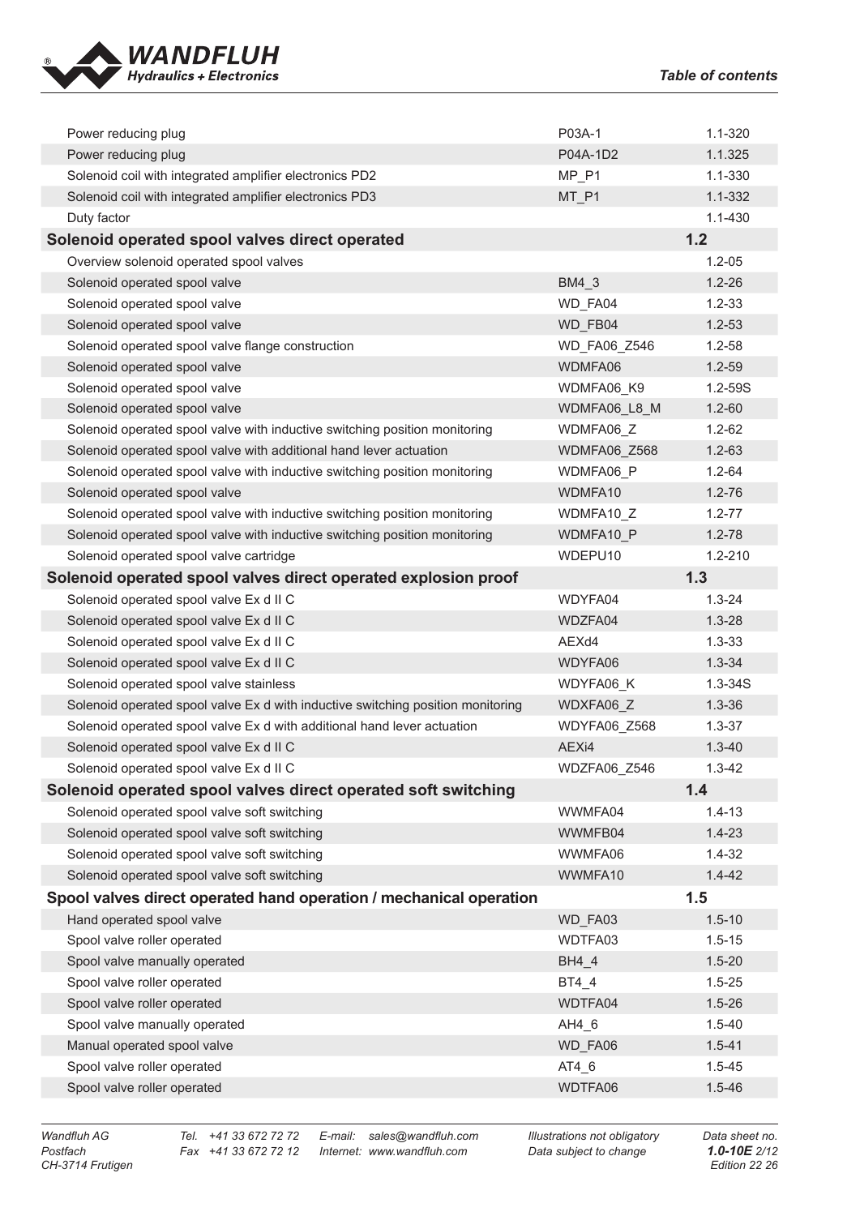| | | |
|---|---|---|
| Power reducing plug | P03A-1 | 1.1-320 |
| Power reducing plug | P04A-1D2 | 1.1.325 |
| Solenoid coil with integrated amplifier electronics PD2 | MP_P1 | 1.1-330 |
| Solenoid coil with integrated amplifier electronics PD3 | MT_P1 | 1.1-332 |
| Duty factor | | 1.1-430 |
| **Solenoid operated spool valves direct operated** | | **1.2** |
| Overview solenoid operated spool valves | | 1.2-05 |
| Solenoid operated spool valve | BM4_3 | 1.2-26 |
| Solenoid operated spool valve | WD_FA04 | 1.2-33 |
| Solenoid operated spool valve | WD_FB04 | 1.2-53 |
| Solenoid operated spool valve flange construction | WD_FA06_Z546 | 1.2-58 |
| Solenoid operated spool valve | WDMFA06 | 1.2-59 |
| Solenoid operated spool valve | WDMFA06_K9 | 1.2-59S |
| Solenoid operated spool valve | WDMFA06_L8_M | 1.2-60 |
| Solenoid operated spool valve with inductive switching position monitoring | WDMFA06_Z | 1.2-62 |
| Solenoid operated spool valve with additional hand lever actuation | WDMFA06_Z568 | 1.2-63 |
| Solenoid operated spool valve with inductive switching position monitoring | WDMFA06_P | 1.2-64 |
| Solenoid operated spool valve | WDMFA10 | 1.2-76 |
| Solenoid operated spool valve with inductive switching position monitoring | WDMFA10_Z | 1.2-77 |
| Solenoid operated spool valve with inductive switching position monitoring | WDMFA10_P | 1.2-78 |
| Solenoid operated spool valve cartridge | WDEPU10 | 1.2-210 |
| **Solenoid operated spool valves direct operated explosion proof** | | **1.3** |
| Solenoid operated spool valve Ex d II C | WDYFA04 | 1.3-24 |
| Solenoid operated spool valve Ex d II C | WDZFA04 | 1.3-28 |
| Solenoid operated spool valve Ex d II C | AEXd4 | 1.3-33 |
| Solenoid operated spool valve Ex d II C | WDYFA06 | 1.3-34 |
| Solenoid operated spool valve stainless | WDYFA06_K | 1.3-34S |
| Solenoid operated spool valve Ex d with inductive switching position monitoring | WDXFA06_Z | 1.3-36 |
| Solenoid operated spool valve Ex d with additional hand lever actuation | WDYFA06_Z568 | 1.3-37 |
| Solenoid operated spool valve Ex d II C | AEXi4 | 1.3-40 |
| Solenoid operated spool valve Ex d II C | WDZFA06_Z546 | 1.3-42 |
| **Solenoid operated spool valves direct operated soft switching** | | **1.4** |
| Solenoid operated spool valve soft switching | WWMFA04 | 1.4-13 |
| Solenoid operated spool valve soft switching | WWMFB04 | 1.4-23 |
| Solenoid operated spool valve soft switching | WWMFA06 | 1.4-32 |
| Solenoid operated spool valve soft switching | WWMFA10 | 1.4-42 |
| **Spool valves direct operated hand operation / mechanical operation** | | **1.5** |
| Hand operated spool valve | WD_FA03 | 1.5-10 |
| Spool valve roller operated | WDTFA03 | 1.5-15 |
| Spool valve manually operated | BH4_4 | 1.5-20 |
| Spool valve roller operated | BT4_4 | 1.5-25 |
| Spool valve roller operated | WDTFA04 | 1.5-26 |
| Spool valve manually operated | AH4_6 | 1.5-40 |
| Manual operated spool valve | WD_FA06 | 1.5-41 |
| Spool valve roller operated | AT4_6 | 1.5-45 |
| Spool valve roller operated | WDTFA06 | 1.5-46 |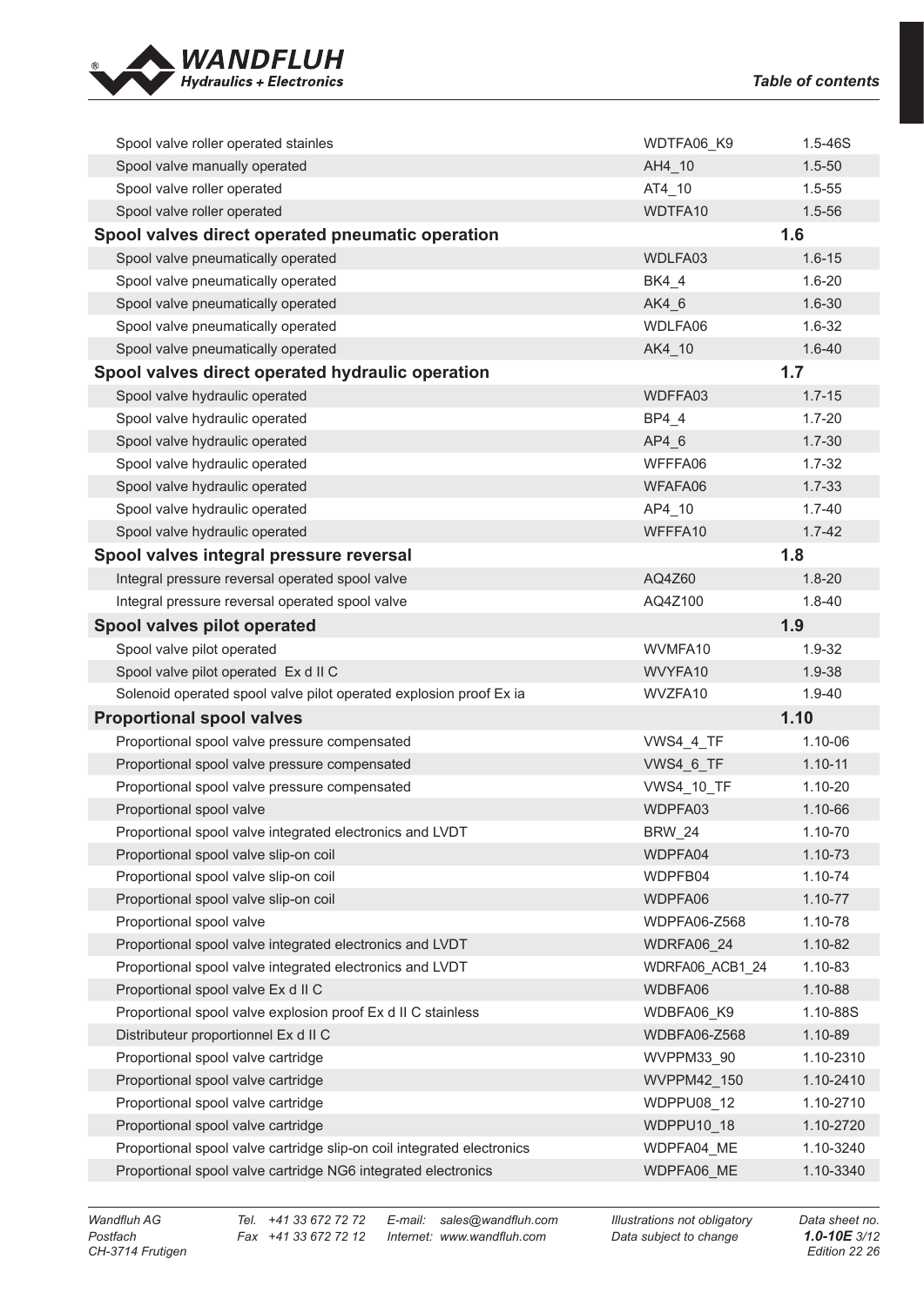| | | |
|---|---|---|
| Spool valve roller operated stainles | WDTFA06_K9 | 1.5-46S |
| Spool valve manually operated | AH4_10 | 1.5-50 |
| Spool valve roller operated | AT4_10 | 1.5-55 |
| Spool valve roller operated | WDTFA10 | 1.5-56 |
| **Spool valves direct operated pneumatic operation** | | **1.6** |
| Spool valve pneumatically operated | WDLFA03 | 1.6-15 |
| Spool valve pneumatically operated | BK4_4 | 1.6-20 |
| Spool valve pneumatically operated | AK4_6 | 1.6-30 |
| Spool valve pneumatically operated | WDLFA06 | 1.6-32 |
| Spool valve pneumatically operated | AK4_10 | 1.6-40 |
| **Spool valves direct operated hydraulic operation** | | **1.7** |
| Spool valve hydraulic operated | WDFFA03 | 1.7-15 |
| Spool valve hydraulic operated | BP4_4 | 1.7-20 |
| Spool valve hydraulic operated | AP4_6 | 1.7-30 |
| Spool valve hydraulic operated | WFFFA06 | 1.7-32 |
| Spool valve hydraulic operated | WFAFA06 | 1.7-33 |
| Spool valve hydraulic operated | AP4_10 | 1.7-40 |
| Spool valve hydraulic operated | WFFFA10 | 1.7-42 |
| **Spool valves integral pressure reversal** | | **1.8** |
| Integral pressure reversal operated spool valve | AQ4Z60 | 1.8-20 |
| Integral pressure reversal operated spool valve | AQ4Z100 | 1.8-40 |
| **Spool valves pilot operated** | | **1.9** |
| Spool valve pilot operated | WVMFA10 | 1.9-32 |
| Spool valve pilot operated Ex d II C | WVYFA10 | 1.9-38 |
| Solenoid operated spool valve pilot operated explosion proof Ex ia | WVZFA10 | 1.9-40 |
| **Proportional spool valves** | | **1.10** |
| Proportional spool valve pressure compensated | VWS4_4_TF | 1.10-06 |
| Proportional spool valve pressure compensated | VWS4_6_TF | 1.10-11 |
| Proportional spool valve pressure compensated | VWS4_10_TF | 1.10-20 |
| Proportional spool valve | WDPFA03 | 1.10-66 |
| Proportional spool valve integrated electronics and LVDT | BRW_24 | 1.10-70 |
| Proportional spool valve slip-on coil | WDPFA04 | 1.10-73 |
| Proportional spool valve slip-on coil | WDPFB04 | 1.10-74 |
| Proportional spool valve slip-on coil | WDPFA06 | 1.10-77 |
| Proportional spool valve | WDPFA06-Z568 | 1.10-78 |
| Proportional spool valve integrated electronics and LVDT | WDRFA06_24 | 1.10-82 |
| Proportional spool valve integrated electronics and LVDT | WDRFA06_ACB1_24 | 1.10-83 |
| Proportional spool valve Ex d II C | WDBFA06 | 1.10-88 |
| Proportional spool valve explosion proof Ex d II C stainless | WDBFA06_K9 | 1.10-88S |
| Distributeur proportionnel Ex d II C | WDBFA06-Z568 | 1.10-89 |
| Proportional spool valve cartridge | WVPPM33_90 | 1.10-2310 |
| Proportional spool valve cartridge | WVPPM42_150 | 1.10-2410 |
| Proportional spool valve cartridge | WDPPU08_12 | 1.10-2710 |
| Proportional spool valve cartridge | WDPPU10_18 | 1.10-2720 |
| Proportional spool valve cartridge slip-on coil integrated electronics | WDPFA04_ME | 1.10-3240 |
| Proportional spool valve cartridge NG6 integrated electronics | WDPFA06_ME | 1.10-3340 |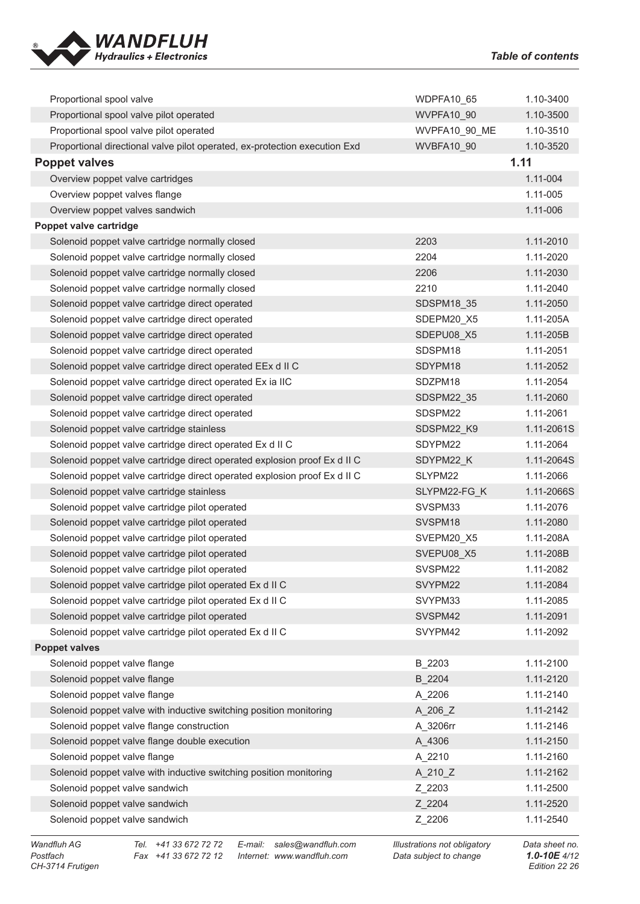| | | |
|---|---|---|
| Proportional spool valve | WDPFA10_65 | 1.10-3400 |
| Proportional spool valve pilot operated | WVPFA10_90 | 1.10-3500 |
| Proportional spool valve pilot operated | WVPFA10_90_ME | 1.10-3510 |
| Proportional directional valve pilot operated, ex-protection execution Exd | WVBFA10_90 | 1.10-3520 |
| **Poppet valves** | | **1.11** |
| Overview poppet valve cartridges | | 1.11-004 |
| Overview poppet valves flange | | 1.11-005 |
| Overview poppet valves sandwich | | 1.11-006 |
| **Poppet valve cartridge** | | |
| Solenoid poppet valve cartridge normally closed | 2203 | 1.11-2010 |
| Solenoid poppet valve cartridge normally closed | 2204 | 1.11-2020 |
| Solenoid poppet valve cartridge normally closed | 2206 | 1.11-2030 |
| Solenoid poppet valve cartridge normally closed | 2210 | 1.11-2040 |
| Solenoid poppet valve cartridge direct operated | SDSPM18_35 | 1.11-2050 |
| Solenoid poppet valve cartridge direct operated | SDEPM20_X5 | 1.11-205A |
| Solenoid poppet valve cartridge direct operated | SDEPU08_X5 | 1.11-205B |
| Solenoid poppet valve cartridge direct operated | SDSPM18 | 1.11-2051 |
| Solenoid poppet valve cartridge direct operated EEx d II C | SDYPM18 | 1.11-2052 |
| Solenoid poppet valve cartridge direct operated Ex ia IIC | SDZPM18 | 1.11-2054 |
| Solenoid poppet valve cartridge direct operated | SDSPM22_35 | 1.11-2060 |
| Solenoid poppet valve cartridge direct operated | SDSPM22 | 1.11-2061 |
| Solenoid poppet valve cartridge stainless | SDSPM22_K9 | 1.11-2061S |
| Solenoid poppet valve cartridge direct operated Ex d II C | SDYPM22 | 1.11-2064 |
| Solenoid poppet valve cartridge direct operated explosion proof Ex d II C | SDYPM22_K | 1.11-2064S |
| Solenoid poppet valve cartridge direct operated explosion proof Ex d II C | SLYPM22 | 1.11-2066 |
| Solenoid poppet valve cartridge stainless | SLYPM22-FG_K | 1.11-2066S |
| Solenoid poppet valve cartridge pilot operated | SVSPM33 | 1.11-2076 |
| Solenoid poppet valve cartridge pilot operated | SVSPM18 | 1.11-2080 |
| Solenoid poppet valve cartridge pilot operated | SVEPM20_X5 | 1.11-208A |
| Solenoid poppet valve cartridge pilot operated | SVEPU08_X5 | 1.11-208B |
| Solenoid poppet valve cartridge pilot operated | SVSPM22 | 1.11-2082 |
| Solenoid poppet valve cartridge pilot operated Ex d II C | SVYPM22 | 1.11-2084 |
| Solenoid poppet valve cartridge pilot operated Ex d II C | SVYPM33 | 1.11-2085 |
| Solenoid poppet valve cartridge pilot operated | SVSPM42 | 1.11-2091 |
| Solenoid poppet valve cartridge pilot operated Ex d II C | SVYPM42 | 1.11-2092 |
| **Poppet valves** | | |
| Solenoid poppet valve flange | B_2203 | 1.11-2100 |
| Solenoid poppet valve flange | B_2204 | 1.11-2120 |
| Solenoid poppet valve flange | A_2206 | 1.11-2140 |
| Solenoid poppet valve with inductive switching position monitoring | A_206_Z | 1.11-2142 |
| Solenoid poppet valve flange construction | A_3206rr | 1.11-2146 |
| Solenoid poppet valve flange double execution | A_4306 | 1.11-2150 |
| Solenoid poppet valve flange | A_2210 | 1.11-2160 |
| Solenoid poppet valve with inductive switching position monitoring | A_210_Z | 1.11-2162 |
| Solenoid poppet valve sandwich | Z_2203 | 1.11-2500 |
| Solenoid poppet valve sandwich | Z_2204 | 1.11-2520 |
| Solenoid poppet valve sandwich | Z_2206 | 1.11-2540 |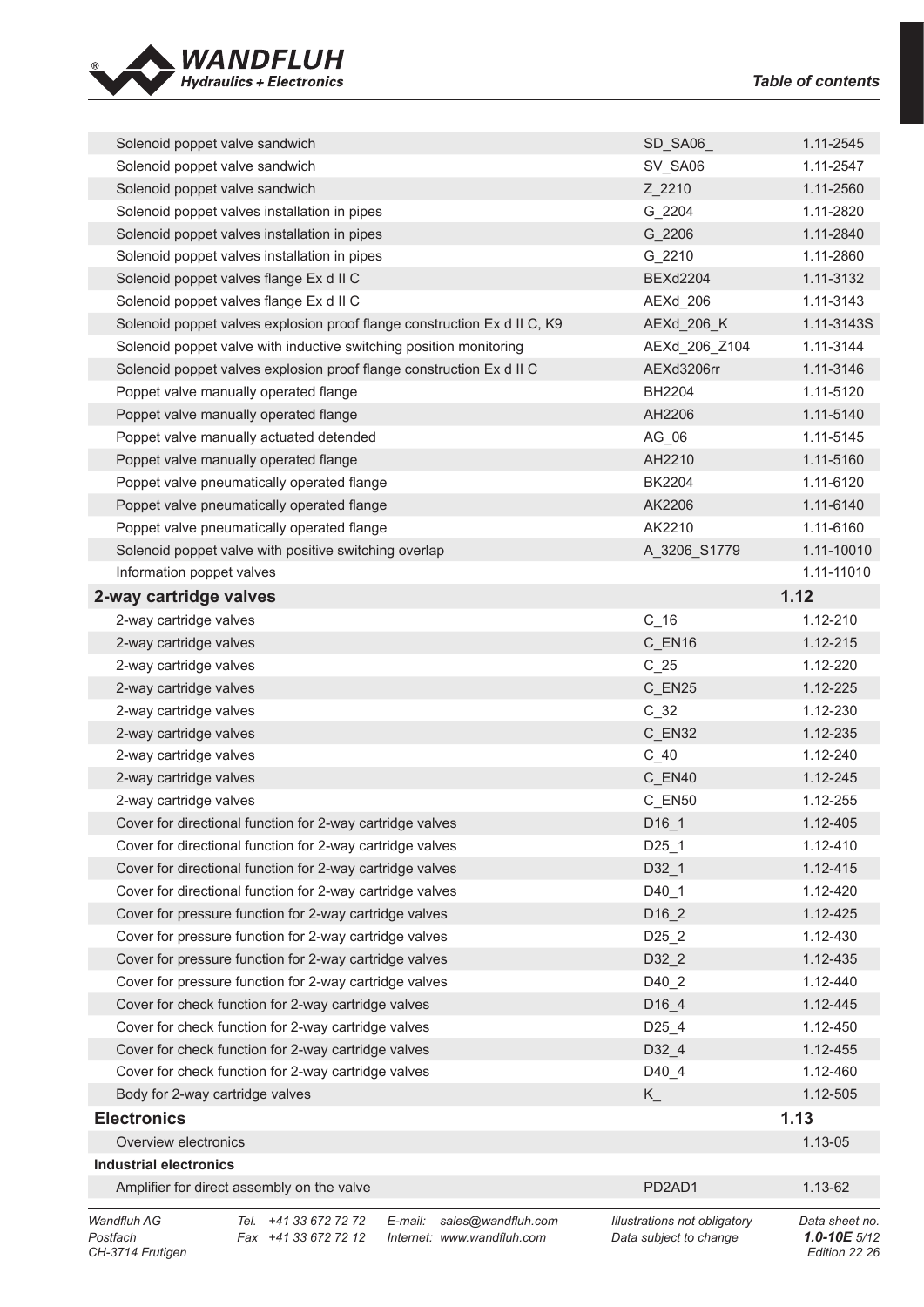| | | |
|---|---|---|
| Solenoid poppet valve sandwich | SD_SA06_ | 1.11-2545 |
| Solenoid poppet valve sandwich | SV_SA06 | 1.11-2547 |
| Solenoid poppet valve sandwich | Z_2210 | 1.11-2560 |
| Solenoid poppet valves installation in pipes | G_2204 | 1.11-2820 |
| Solenoid poppet valves installation in pipes | G_2206 | 1.11-2840 |
| Solenoid poppet valves installation in pipes | G_2210 | 1.11-2860 |
| Solenoid poppet valves flange Ex d II C | BEXd2204 | 1.11-3132 |
| Solenoid poppet valves flange Ex d II C | AEXd_206 | 1.11-3143 |
| Solenoid poppet valves explosion proof flange construction Ex d II C, K9 | AEXd_206_K | 1.11-3143S |
| Solenoid poppet valve with inductive switching position monitoring | AEXd_206_Z104 | 1.11-3144 |
| Solenoid poppet valves explosion proof flange construction Ex d II C | AEXd3206rr | 1.11-3146 |
| Poppet valve manually operated flange | BH2204 | 1.11-5120 |
| Poppet valve manually operated flange | AH2206 | 1.11-5140 |
| Poppet valve manually actuated detended | AG_06 | 1.11-5145 |
| Poppet valve manually operated flange | AH2210 | 1.11-5160 |
| Poppet valve pneumatically operated flange | BK2204 | 1.11-6120 |
| Poppet valve pneumatically operated flange | AK2206 | 1.11-6140 |
| Poppet valve pneumatically operated flange | AK2210 | 1.11-6160 |
| Solenoid poppet valve with positive switching overlap | A_3206_S1779 | 1.11-10010 |
| Information poppet valves | | 1.11-11010 |
| **2-way cartridge valves** | | **1.12** |
| 2-way cartridge valves | C_16 | 1.12-210 |
| 2-way cartridge valves | C_EN16 | 1.12-215 |
| 2-way cartridge valves | C_25 | 1.12-220 |
| 2-way cartridge valves | C_EN25 | 1.12-225 |
| 2-way cartridge valves | C_32 | 1.12-230 |
| 2-way cartridge valves | C_EN32 | 1.12-235 |
| 2-way cartridge valves | C_40 | 1.12-240 |
| 2-way cartridge valves | C_EN40 | 1.12-245 |
| 2-way cartridge valves | C_EN50 | 1.12-255 |
| Cover for directional function for 2-way cartridge valves | D16_1 | 1.12-405 |
| Cover for directional function for 2-way cartridge valves | D25_1 | 1.12-410 |
| Cover for directional function for 2-way cartridge valves | D32_1 | 1.12-415 |
| Cover for directional function for 2-way cartridge valves | D40_1 | 1.12-420 |
| Cover for pressure function for 2-way cartridge valves | D16_2 | 1.12-425 |
| Cover for pressure function for 2-way cartridge valves | D25_2 | 1.12-430 |
| Cover for pressure function for 2-way cartridge valves | D32_2 | 1.12-435 |
| Cover for pressure function for 2-way cartridge valves | D40_2 | 1.12-440 |
| Cover for check function for 2-way cartridge valves | D16_4 | 1.12-445 |
| Cover for check function for 2-way cartridge valves | D25_4 | 1.12-450 |
| Cover for check function for 2-way cartridge valves | D32_4 | 1.12-455 |
| Cover for check function for 2-way cartridge valves | D40_4 | 1.12-460 |
| Body for 2-way cartridge valves | K_ | 1.12-505 |
| **Electronics** | | **1.13** |
| Overview electronics | | 1.13-05 |
| **Industrial electronics** | | |
| Amplifier for direct assembly on the valve | PD2AD1 | 1.13-62 |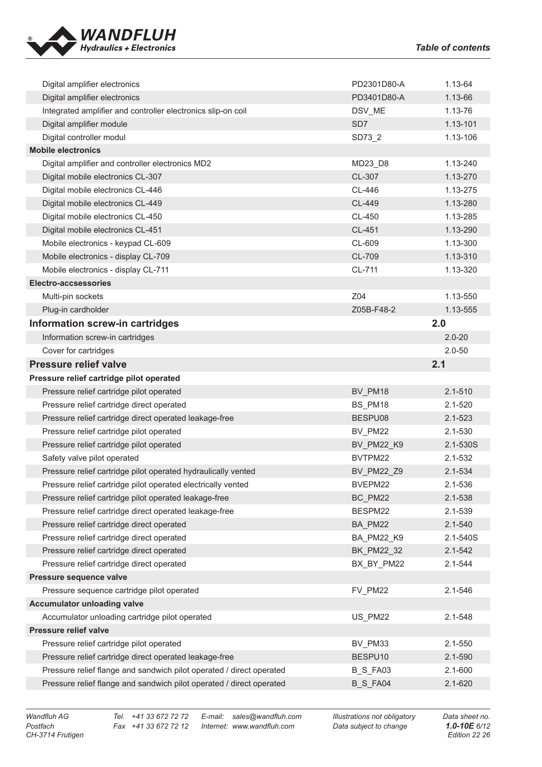| | | |
|---|---|---|
| Digital amplifier electronics | PD2301D80-A | 1.13-64 |
| Digital amplifier electronics | PD3401D80-A | 1.13-66 |
| Integrated amplifier and controller electronics slip-on coil | DSV_ME | 1.13-76 |
| Digital amplifier module | SD7 | 1.13-101 |
| Digital controller modul | SD73_2 | 1.13-106 |
| **Mobile electronics** | | |
| Digital amplifier and controller electronics MD2 | MD23_D8 | 1.13-240 |
| Digital mobile electronics CL-307 | CL-307 | 1.13-270 |
| Digital mobile electronics CL-446 | CL-446 | 1.13-275 |
| Digital mobile electronics CL-449 | CL-449 | 1.13-280 |
| Digital mobile electronics CL-450 | CL-450 | 1.13-285 |
| Digital mobile electronics CL-451 | CL-451 | 1.13-290 |
| Mobile electronics - keypad CL-609 | CL-609 | 1.13-300 |
| Mobile electronics - display CL-709 | CL-709 | 1.13-310 |
| Mobile electronics - display CL-711 | CL-711 | 1.13-320 |
| **Electro-accsessories** | | |
| Multi-pin sockets | Z04 | 1.13-550 |
| Plug-in cardholder | Z05B-F48-2 | 1.13-555 |
| **Information screw-in cartridges** | | **2.0** |
| Information screw-in cartridges | | 2.0-20 |
| Cover for cartridges | | 2.0-50 |
| **Pressure relief valve** | | **2.1** |
| **Pressure relief cartridge pilot operated** | | |
| Pressure relief cartridge pilot operated | BV_PM18 | 2.1-510 |
| Pressure relief cartridge direct operated | BS_PM18 | 2.1-520 |
| Pressure relief cartridge direct operated leakage-free | BESPU08 | 2.1-523 |
| Pressure relief cartridge pilot operated | BV_PM22 | 2.1-530 |
| Pressure relief cartridge pilot operated | BV_PM22_K9 | 2.1-530S |
| Safety valve pilot operated | BVTPM22 | 2.1-532 |
| Pressure relief cartridge pilot operated hydraulically vented | BV_PM22_Z9 | 2.1-534 |
| Pressure relief cartridge pilot operated electrically vented | BVEPM22 | 2.1-536 |
| Pressure relief cartridge pilot operated leakage-free | BC_PM22 | 2.1-538 |
| Pressure relief cartridge direct operated leakage-free | BESPM22 | 2.1-539 |
| Pressure relief cartridge direct operated | BA_PM22 | 2.1-540 |
| Pressure relief cartridge direct operated | BA_PM22_K9 | 2.1-540S |
| Pressure relief cartridge direct operated | BK_PM22_32 | 2.1-542 |
| Pressure relief cartridge direct operated | BX_BY_PM22 | 2.1-544 |
| **Pressure sequence valve** | | |
| Pressure sequence cartridge pilot operated | FV_PM22 | 2.1-546 |
| **Accumulator unloading valve** | | |
| Accumulator unloading cartridge pilot operated | US_PM22 | 2.1-548 |
| **Pressure relief valve** | | |
| Pressure relief cartridge pilot operated | BV_PM33 | 2.1-550 |
| Pressure relief cartridge direct operated leakage-free | BESPU10 | 2.1-590 |
| Pressure relief flange and sandwich pilot operated / direct operated | B_S_FA03 | 2.1-600 |
| Pressure relief flange and sandwich pilot operated / direct operated | B_S_FA04 | 2.1-620 |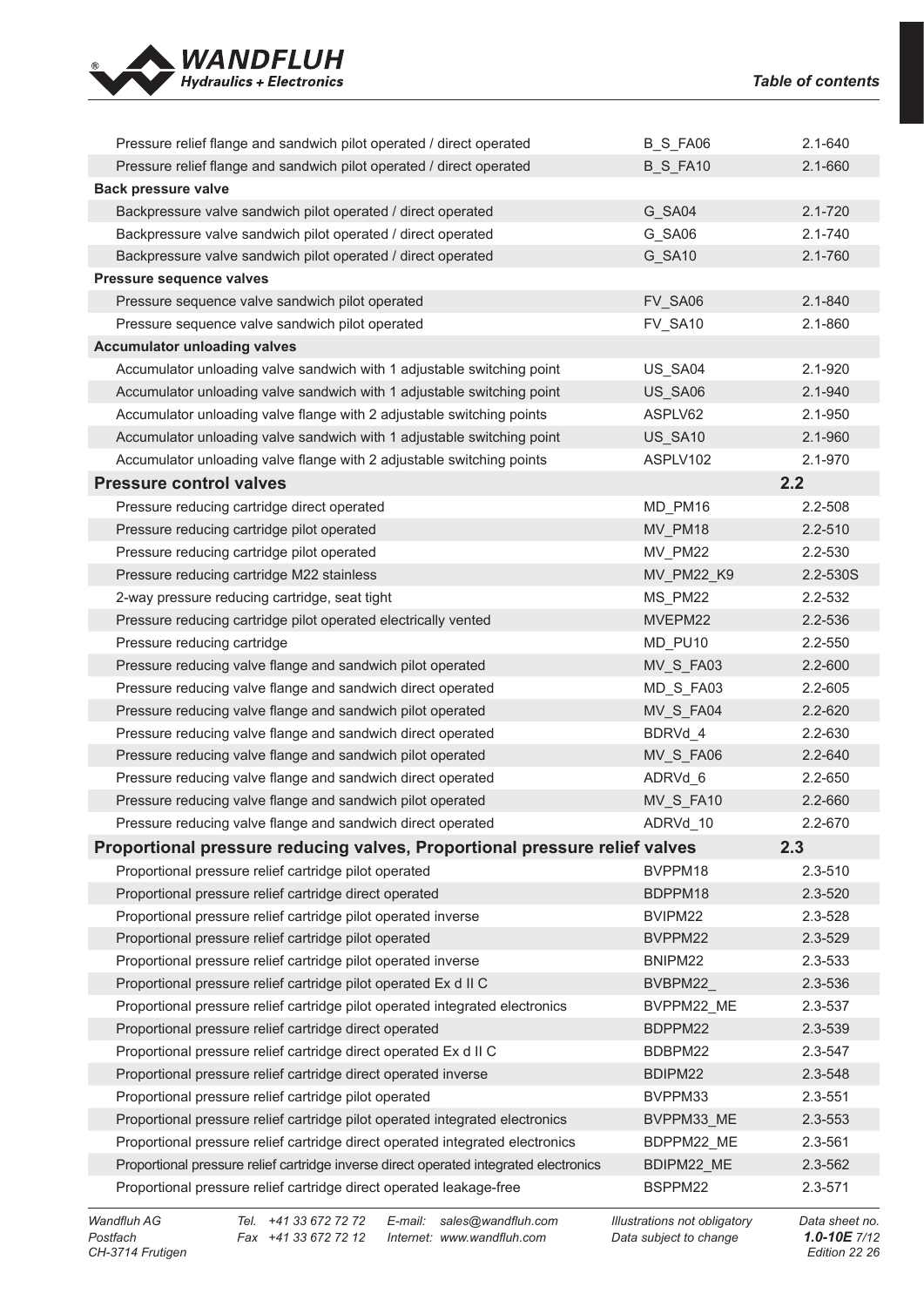| | | |
|---|---|---|
| Pressure relief flange and sandwich pilot operated / direct operated | B_S_FA06 | 2.1-640 |
| Pressure relief flange and sandwich pilot operated / direct operated | B_S_FA10 | 2.1-660 |
| **Back pressure valve** | | |
| Backpressure valve sandwich pilot operated / direct operated | G_SA04 | 2.1-720 |
| Backpressure valve sandwich pilot operated / direct operated | G_SA06 | 2.1-740 |
| Backpressure valve sandwich pilot operated / direct operated | G_SA10 | 2.1-760 |
| **Pressure sequence valves** | | |
| Pressure sequence valve sandwich pilot operated | FV_SA06 | 2.1-840 |
| Pressure sequence valve sandwich pilot operated | FV_SA10 | 2.1-860 |
| **Accumulator unloading valves** | | |
| Accumulator unloading valve sandwich with 1 adjustable switching point | US_SA04 | 2.1-920 |
| Accumulator unloading valve sandwich with 1 adjustable switching point | US_SA06 | 2.1-940 |
| Accumulator unloading valve flange with 2 adjustable switching points | ASPLV62 | 2.1-950 |
| Accumulator unloading valve sandwich with 1 adjustable switching point | US_SA10 | 2.1-960 |
| Accumulator unloading valve flange with 2 adjustable switching points | ASPLV102 | 2.1-970 |
| **Pressure control valves** | | **2.2** |
| Pressure reducing cartridge direct operated | MD_PM16 | 2.2-508 |
| Pressure reducing cartridge pilot operated | MV_PM18 | 2.2-510 |
| Pressure reducing cartridge pilot operated | MV_PM22 | 2.2-530 |
| Pressure reducing cartridge M22 stainless | MV_PM22_K9 | 2.2-530S |
| 2-way pressure reducing cartridge, seat tight | MS_PM22 | 2.2-532 |
| Pressure reducing cartridge pilot operated electrically vented | MVEPM22 | 2.2-536 |
| Pressure reducing cartridge | MD_PU10 | 2.2-550 |
| Pressure reducing valve flange and sandwich pilot operated | MV_S_FA03 | 2.2-600 |
| Pressure reducing valve flange and sandwich direct operated | MD_S_FA03 | 2.2-605 |
| Pressure reducing valve flange and sandwich pilot operated | MV_S_FA04 | 2.2-620 |
| Pressure reducing valve flange and sandwich direct operated | BDRVd_4 | 2.2-630 |
| Pressure reducing valve flange and sandwich pilot operated | MV_S_FA06 | 2.2-640 |
| Pressure reducing valve flange and sandwich direct operated | ADRVd_6 | 2.2-650 |
| Pressure reducing valve flange and sandwich pilot operated | MV_S_FA10 | 2.2-660 |
| Pressure reducing valve flange and sandwich direct operated | ADRVd_10 | 2.2-670 |
| **Proportional pressure reducing valves, Proportional pressure relief valves** | | **2.3** |
| Proportional pressure relief cartridge pilot operated | BVPPM18 | 2.3-510 |
| Proportional pressure relief cartridge direct operated | BDPPM18 | 2.3-520 |
| Proportional pressure relief cartridge pilot operated inverse | BVIPM22 | 2.3-528 |
| Proportional pressure relief cartridge pilot operated | BVPPM22 | 2.3-529 |
| Proportional pressure relief cartridge pilot operated inverse | BNIPM22 | 2.3-533 |
| Proportional pressure relief cartridge pilot operated Ex d II C | BVBPM22_ | 2.3-536 |
| Proportional pressure relief cartridge pilot operated integrated electronics | BVPPM22_ME | 2.3-537 |
| Proportional pressure relief cartridge direct operated | BDPPM22 | 2.3-539 |
| Proportional pressure relief cartridge direct operated Ex d II C | BDBPM22 | 2.3-547 |
| Proportional pressure relief cartridge direct operated inverse | BDIPM22 | 2.3-548 |
| Proportional pressure relief cartridge pilot operated | BVPPM33 | 2.3-551 |
| Proportional pressure relief cartridge pilot operated integrated electronics | BVPPM33_ME | 2.3-553 |
| Proportional pressure relief cartridge direct operated integrated electronics | BDPPM22_ME | 2.3-561 |
| Proportional pressure relief cartridge inverse direct operated integrated electronics | BDIPM22_ME | 2.3-562 |
| Proportional pressure relief cartridge direct operated leakage-free | BSPPM22 | 2.3-571 |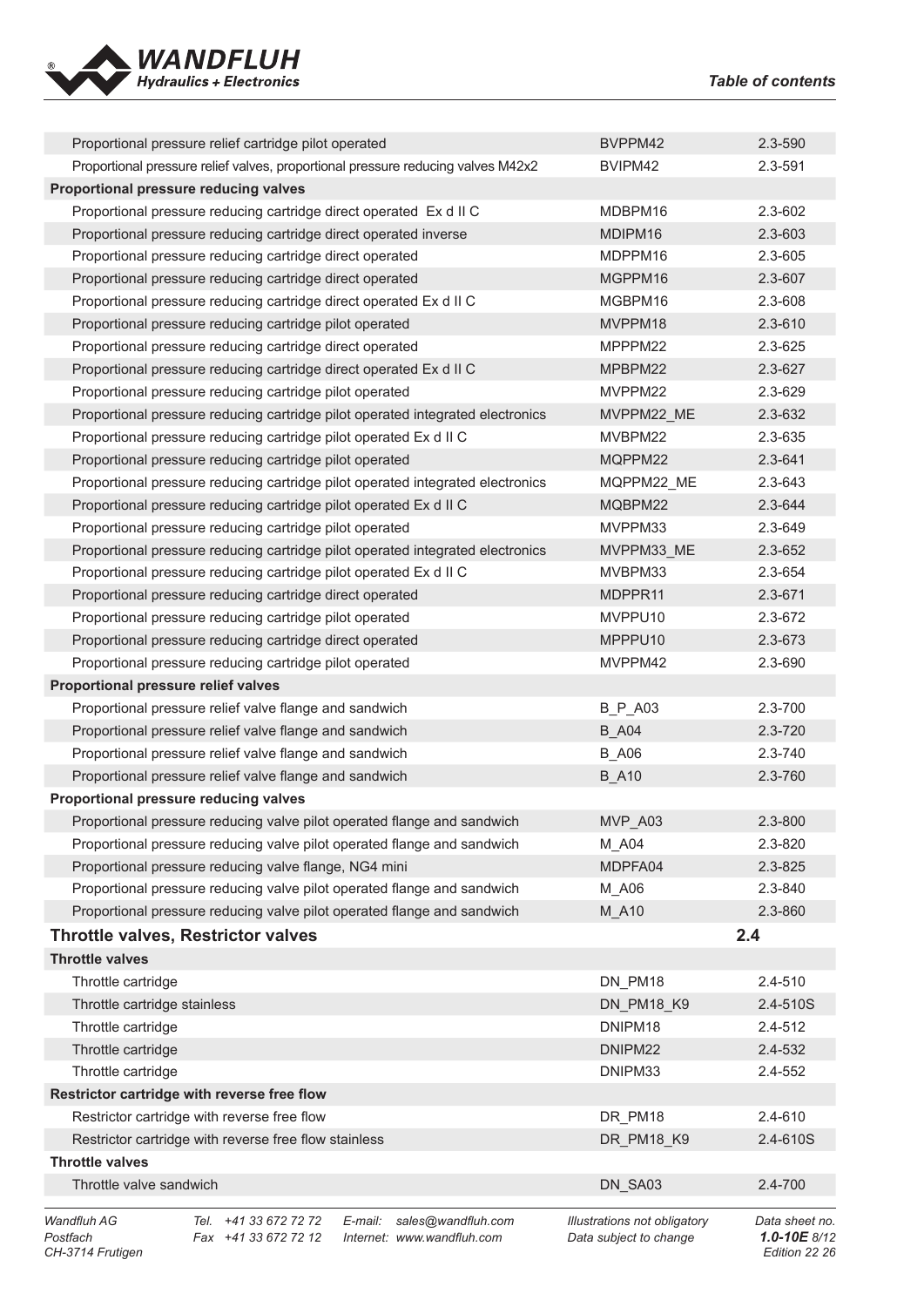| | | |
|---|---|---|
| Proportional pressure relief cartridge pilot operated | BVPPM42 | 2.3-590 |
| Proportional pressure relief valves, proportional pressure reducing valves M42x2 | BVIPM42 | 2.3-591 |
| **Proportional pressure reducing valves** | | |
| Proportional pressure reducing cartridge direct operated  Ex d II C | MDBPM16 | 2.3-602 |
| Proportional pressure reducing cartridge direct operated inverse | MDIPM16 | 2.3-603 |
| Proportional pressure reducing cartridge direct operated | MDPPM16 | 2.3-605 |
| Proportional pressure reducing cartridge direct operated | MGPPM16 | 2.3-607 |
| Proportional pressure reducing cartridge direct operated Ex d II C | MGBPM16 | 2.3-608 |
| Proportional pressure reducing cartridge pilot operated | MVPPM18 | 2.3-610 |
| Proportional pressure reducing cartridge direct operated | MPPPM22 | 2.3-625 |
| Proportional pressure reducing cartridge direct operated Ex d II C | MPBPM22 | 2.3-627 |
| Proportional pressure reducing cartridge pilot operated | MVPPM22 | 2.3-629 |
| Proportional pressure reducing cartridge pilot operated integrated electronics | MVPPM22_ME | 2.3-632 |
| Proportional pressure reducing cartridge pilot operated Ex d II C | MVBPM22 | 2.3-635 |
| Proportional pressure reducing cartridge pilot operated | MQPPM22 | 2.3-641 |
| Proportional pressure reducing cartridge pilot operated integrated electronics | MQPPM22_ME | 2.3-643 |
| Proportional pressure reducing cartridge pilot operated Ex d II C | MQBPM22 | 2.3-644 |
| Proportional pressure reducing cartridge pilot operated | MVPPM33 | 2.3-649 |
| Proportional pressure reducing cartridge pilot operated integrated electronics | MVPPM33_ME | 2.3-652 |
| Proportional pressure reducing cartridge pilot operated Ex d II C | MVBPM33 | 2.3-654 |
| Proportional pressure reducing cartridge direct operated | MDPPR11 | 2.3-671 |
| Proportional pressure reducing cartridge pilot operated | MVPPU10 | 2.3-672 |
| Proportional pressure reducing cartridge direct operated | MPPPU10 | 2.3-673 |
| Proportional pressure reducing cartridge pilot operated | MVPPM42 | 2.3-690 |
| **Proportional pressure relief valves** | | |
| Proportional pressure relief valve flange and sandwich | B_P_A03 | 2.3-700 |
| Proportional pressure relief valve flange and sandwich | B_A04 | 2.3-720 |
| Proportional pressure relief valve flange and sandwich | B_A06 | 2.3-740 |
| Proportional pressure relief valve flange and sandwich | B_A10 | 2.3-760 |
| **Proportional pressure reducing valves** | | |
| Proportional pressure reducing valve pilot operated flange and sandwich | MVP_A03 | 2.3-800 |
| Proportional pressure reducing valve pilot operated flange and sandwich | M_A04 | 2.3-820 |
| Proportional pressure reducing valve flange, NG4 mini | MDPFA04 | 2.3-825 |
| Proportional pressure reducing valve pilot operated flange and sandwich | M_A06 | 2.3-840 |
| Proportional pressure reducing valve pilot operated flange and sandwich | M_A10 | 2.3-860 |

## Throttle valves, Restrictor valves — 2.4

| | | |
|---|---|---|
| **Throttle valves** | | |
| Throttle cartridge | DN_PM18 | 2.4-510 |
| Throttle cartridge stainless | DN_PM18_K9 | 2.4-510S |
| Throttle cartridge | DNIPM18 | 2.4-512 |
| Throttle cartridge | DNIPM22 | 2.4-532 |
| Throttle cartridge | DNIPM33 | 2.4-552 |
| **Restrictor cartridge with reverse free flow** | | |
| Restrictor cartridge with reverse free flow | DR_PM18 | 2.4-610 |
| Restrictor cartridge with reverse free flow stainless | DR_PM18_K9 | 2.4-610S |
| **Throttle valves** | | |
| Throttle valve sandwich | DN_SA03 | 2.4-700 |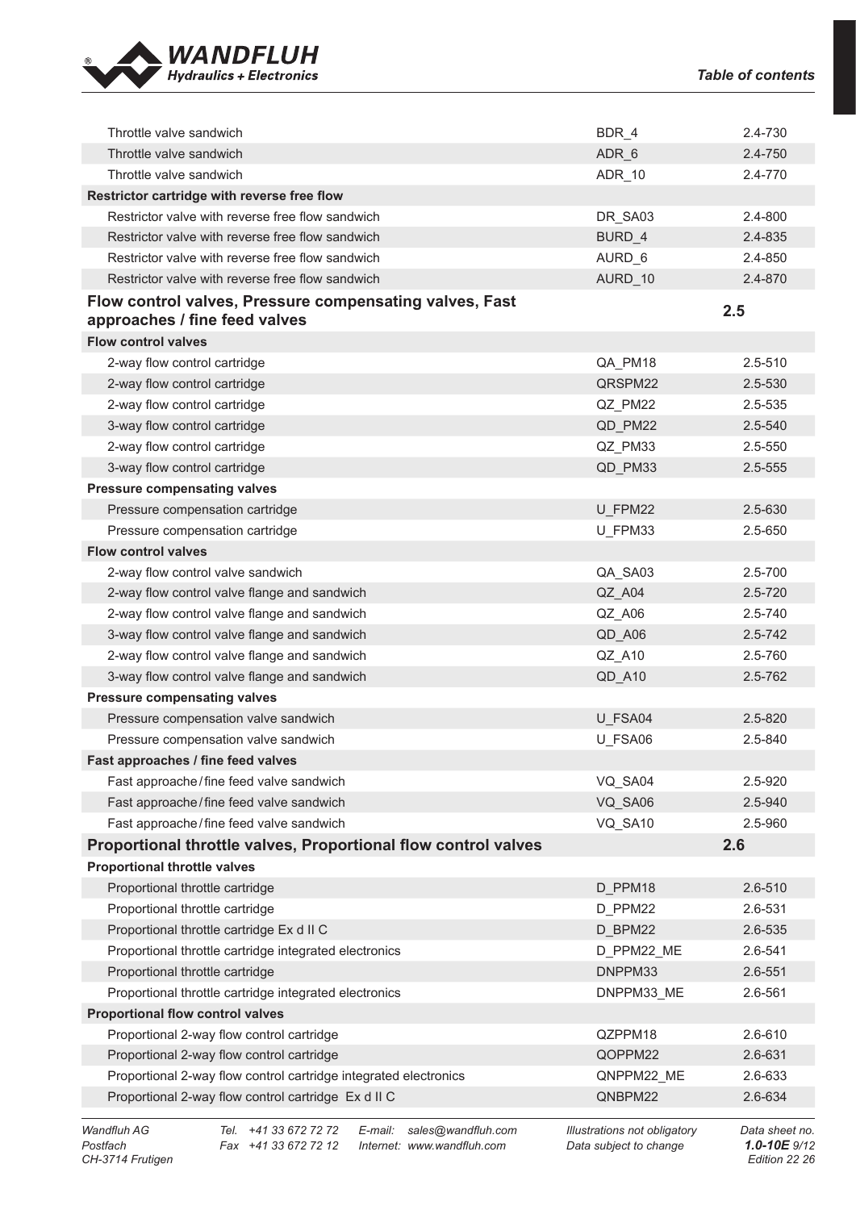| | | |
|---|---|---|
| Throttle valve sandwich | BDR_4 | 2.4-730 |
| Throttle valve sandwich | ADR_6 | 2.4-750 |
| Throttle valve sandwich | ADR_10 | 2.4-770 |
| **Restrictor cartridge with reverse free flow** | | |
| Restrictor valve with reverse free flow sandwich | DR_SA03 | 2.4-800 |
| Restrictor valve with reverse free flow sandwich | BURD_4 | 2.4-835 |
| Restrictor valve with reverse free flow sandwich | AURD_6 | 2.4-850 |
| Restrictor valve with reverse free flow sandwich | AURD_10 | 2.4-870 |
| **Flow control valves, Pressure compensating valves, Fast approaches / fine feed valves** | | **2.5** |
| **Flow control valves** | | |
| 2-way flow control cartridge | QA_PM18 | 2.5-510 |
| 2-way flow control cartridge | QRSPM22 | 2.5-530 |
| 2-way flow control cartridge | QZ_PM22 | 2.5-535 |
| 3-way flow control cartridge | QD_PM22 | 2.5-540 |
| 2-way flow control cartridge | QZ_PM33 | 2.5-550 |
| 3-way flow control cartridge | QD_PM33 | 2.5-555 |
| **Pressure compensating valves** | | |
| Pressure compensation cartridge | U_FPM22 | 2.5-630 |
| Pressure compensation cartridge | U_FPM33 | 2.5-650 |
| **Flow control valves** | | |
| 2-way flow control valve sandwich | QA_SA03 | 2.5-700 |
| 2-way flow control valve flange and sandwich | QZ_A04 | 2.5-720 |
| 2-way flow control valve flange and sandwich | QZ_A06 | 2.5-740 |
| 3-way flow control valve flange and sandwich | QD_A06 | 2.5-742 |
| 2-way flow control valve flange and sandwich | QZ_A10 | 2.5-760 |
| 3-way flow control valve flange and sandwich | QD_A10 | 2.5-762 |
| **Pressure compensating valves** | | |
| Pressure compensation valve sandwich | U_FSA04 | 2.5-820 |
| Pressure compensation valve sandwich | U_FSA06 | 2.5-840 |
| **Fast approaches / fine feed valves** | | |
| Fast approache / fine feed valve sandwich | VQ_SA04 | 2.5-920 |
| Fast approache / fine feed valve sandwich | VQ_SA06 | 2.5-940 |
| Fast approache / fine feed valve sandwich | VQ_SA10 | 2.5-960 |
| **Proportional throttle valves, Proportional flow control valves** | | **2.6** |
| **Proportional throttle valves** | | |
| Proportional throttle cartridge | D_PPM18 | 2.6-510 |
| Proportional throttle cartridge | D_PPM22 | 2.6-531 |
| Proportional throttle cartridge Ex d II C | D_BPM22 | 2.6-535 |
| Proportional throttle cartridge integrated electronics | D_PPM22_ME | 2.6-541 |
| Proportional throttle cartridge | DNPPM33 | 2.6-551 |
| Proportional throttle cartridge integrated electronics | DNPPM33_ME | 2.6-561 |
| **Proportional flow control valves** | | |
| Proportional 2-way flow control cartridge | QZPPM18 | 2.6-610 |
| Proportional 2-way flow control cartridge | QOPPM22 | 2.6-631 |
| Proportional 2-way flow control cartridge integrated electronics | QNPPM22_ME | 2.6-633 |
| Proportional 2-way flow control cartridge Ex d II C | QNBPM22 | 2.6-634 |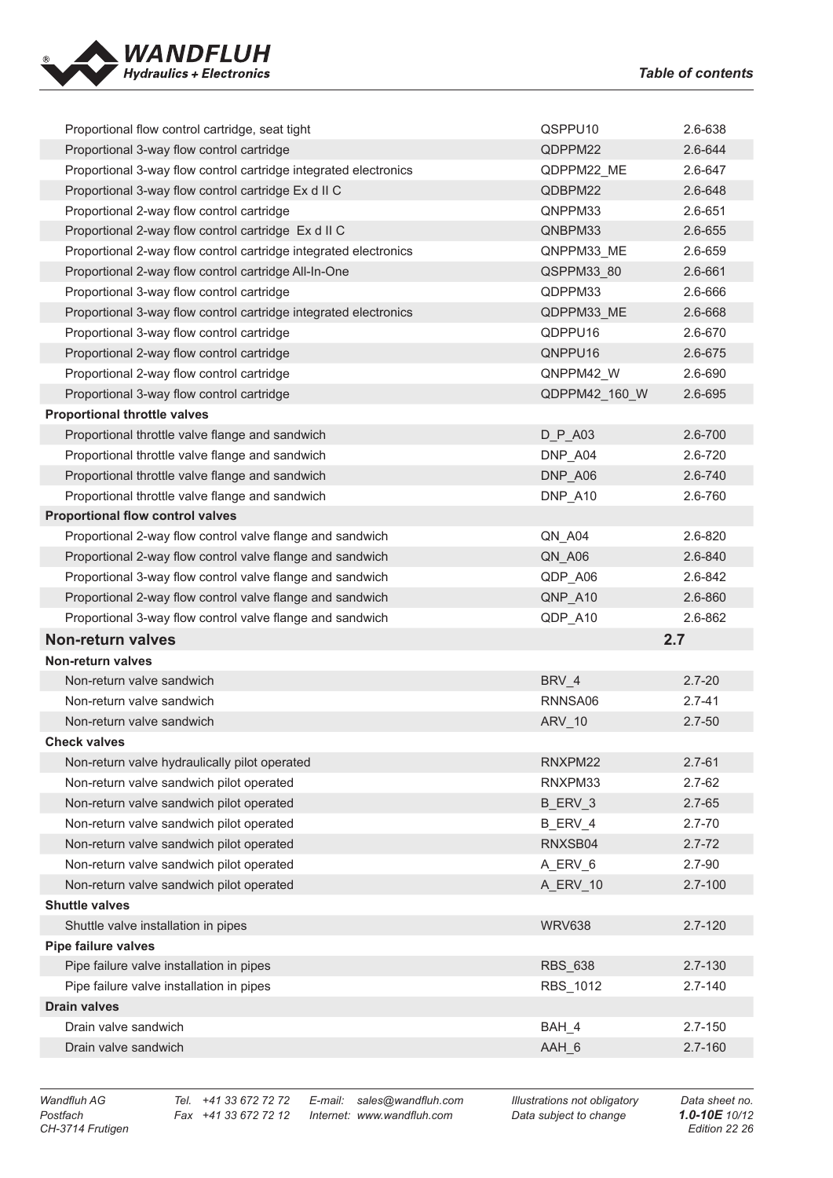| | | |
|---|---|---|
| Proportional flow control cartridge, seat tight | QSPPU10 | 2.6-638 |
| Proportional 3-way flow control cartridge | QDPPM22 | 2.6-644 |
| Proportional 3-way flow control cartridge integrated electronics | QDPPM22_ME | 2.6-647 |
| Proportional 3-way flow control cartridge Ex d II C | QDBPM22 | 2.6-648 |
| Proportional 2-way flow control cartridge | QNPPM33 | 2.6-651 |
| Proportional 2-way flow control cartridge Ex d II C | QNBPM33 | 2.6-655 |
| Proportional 2-way flow control cartridge integrated electronics | QNPPM33_ME | 2.6-659 |
| Proportional 2-way flow control cartridge All-In-One | QSPPM33_80 | 2.6-661 |
| Proportional 3-way flow control cartridge | QDPPM33 | 2.6-666 |
| Proportional 3-way flow control cartridge integrated electronics | QDPPM33_ME | 2.6-668 |
| Proportional 3-way flow control cartridge | QDPPU16 | 2.6-670 |
| Proportional 2-way flow control cartridge | QNPPU16 | 2.6-675 |
| Proportional 2-way flow control cartridge | QNPPM42_W | 2.6-690 |
| Proportional 3-way flow control cartridge | QDPPM42_160_W | 2.6-695 |
| **Proportional throttle valves** | | |
| Proportional throttle valve flange and sandwich | D_P_A03 | 2.6-700 |
| Proportional throttle valve flange and sandwich | DNP_A04 | 2.6-720 |
| Proportional throttle valve flange and sandwich | DNP_A06 | 2.6-740 |
| Proportional throttle valve flange and sandwich | DNP_A10 | 2.6-760 |
| **Proportional flow control valves** | | |
| Proportional 2-way flow control valve flange and sandwich | QN_A04 | 2.6-820 |
| Proportional 2-way flow control valve flange and sandwich | QN_A06 | 2.6-840 |
| Proportional 3-way flow control valve flange and sandwich | QDP_A06 | 2.6-842 |
| Proportional 2-way flow control valve flange and sandwich | QNP_A10 | 2.6-860 |
| Proportional 3-way flow control valve flange and sandwich | QDP_A10 | 2.6-862 |

## Non-return valves — 2.7

| | | |
|---|---|---|
| **Non-return valves** | | |
| Non-return valve sandwich | BRV_4 | 2.7-20 |
| Non-return valve sandwich | RNNSA06 | 2.7-41 |
| Non-return valve sandwich | ARV_10 | 2.7-50 |
| **Check valves** | | |
| Non-return valve hydraulically pilot operated | RNXPM22 | 2.7-61 |
| Non-return valve sandwich pilot operated | RNXPM33 | 2.7-62 |
| Non-return valve sandwich pilot operated | B_ERV_3 | 2.7-65 |
| Non-return valve sandwich pilot operated | B_ERV_4 | 2.7-70 |
| Non-return valve sandwich pilot operated | RNXSB04 | 2.7-72 |
| Non-return valve sandwich pilot operated | A_ERV_6 | 2.7-90 |
| Non-return valve sandwich pilot operated | A_ERV_10 | 2.7-100 |
| **Shuttle valves** | | |
| Shuttle valve installation in pipes | WRV638 | 2.7-120 |
| **Pipe failure valves** | | |
| Pipe failure valve installation in pipes | RBS_638 | 2.7-130 |
| Pipe failure valve installation in pipes | RBS_1012 | 2.7-140 |
| **Drain valves** | | |
| Drain valve sandwich | BAH_4 | 2.7-150 |
| Drain valve sandwich | AAH_6 | 2.7-160 |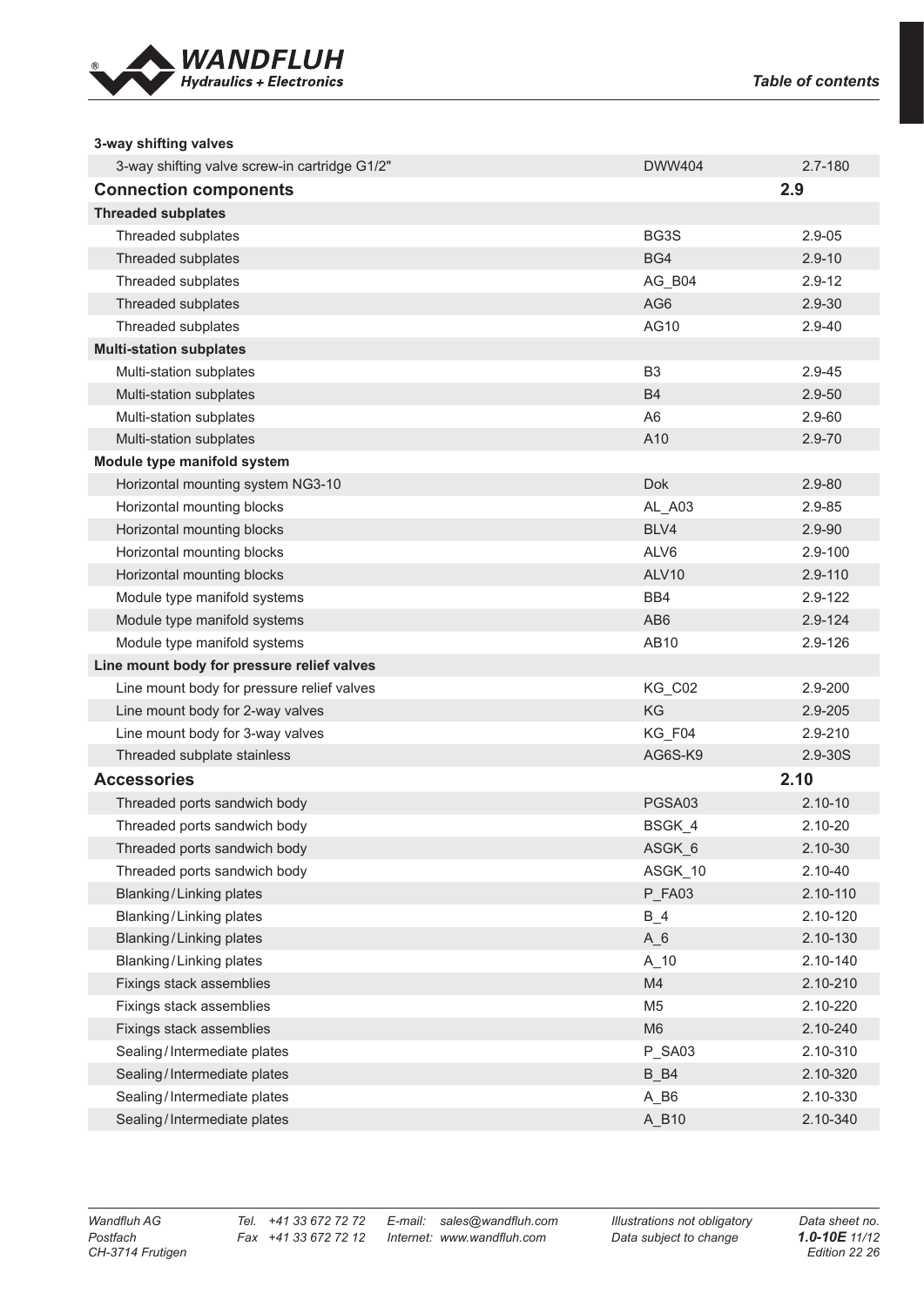| | | |
|---|---|---|
| **3-way shifting valves** | | |
| 3-way shifting valve screw-in cartridge G1/2" | DWW404 | 2.7-180 |
| **Connection components** | | **2.9** |
| **Threaded subplates** | | |
| Threaded subplates | BG3S | 2.9-05 |
| Threaded subplates | BG4 | 2.9-10 |
| Threaded subplates | AG_B04 | 2.9-12 |
| Threaded subplates | AG6 | 2.9-30 |
| Threaded subplates | AG10 | 2.9-40 |
| **Multi-station subplates** | | |
| Multi-station subplates | B3 | 2.9-45 |
| Multi-station subplates | B4 | 2.9-50 |
| Multi-station subplates | A6 | 2.9-60 |
| Multi-station subplates | A10 | 2.9-70 |
| **Module type manifold system** | | |
| Horizontal mounting system NG3-10 | Dok | 2.9-80 |
| Horizontal mounting blocks | AL_A03 | 2.9-85 |
| Horizontal mounting blocks | BLV4 | 2.9-90 |
| Horizontal mounting blocks | ALV6 | 2.9-100 |
| Horizontal mounting blocks | ALV10 | 2.9-110 |
| Module type manifold systems | BB4 | 2.9-122 |
| Module type manifold systems | AB6 | 2.9-124 |
| Module type manifold systems | AB10 | 2.9-126 |
| **Line mount body for pressure relief valves** | | |
| Line mount body for pressure relief valves | KG_C02 | 2.9-200 |
| Line mount body for 2-way valves | KG | 2.9-205 |
| Line mount body for 3-way valves | KG_F04 | 2.9-210 |
| Threaded subplate stainless | AG6S-K9 | 2.9-30S |
| **Accessories** | | **2.10** |
| Threaded ports sandwich body | PGSA03 | 2.10-10 |
| Threaded ports sandwich body | BSGK_4 | 2.10-20 |
| Threaded ports sandwich body | ASGK_6 | 2.10-30 |
| Threaded ports sandwich body | ASGK_10 | 2.10-40 |
| Blanking/Linking plates | P_FA03 | 2.10-110 |
| Blanking/Linking plates | B_4 | 2.10-120 |
| Blanking/Linking plates | A_6 | 2.10-130 |
| Blanking/Linking plates | A_10 | 2.10-140 |
| Fixings stack assemblies | M4 | 2.10-210 |
| Fixings stack assemblies | M5 | 2.10-220 |
| Fixings stack assemblies | M6 | 2.10-240 |
| Sealing/Intermediate plates | P_SA03 | 2.10-310 |
| Sealing/Intermediate plates | B_B4 | 2.10-320 |
| Sealing/Intermediate plates | A_B6 | 2.10-330 |
| Sealing/Intermediate plates | A_B10 | 2.10-340 |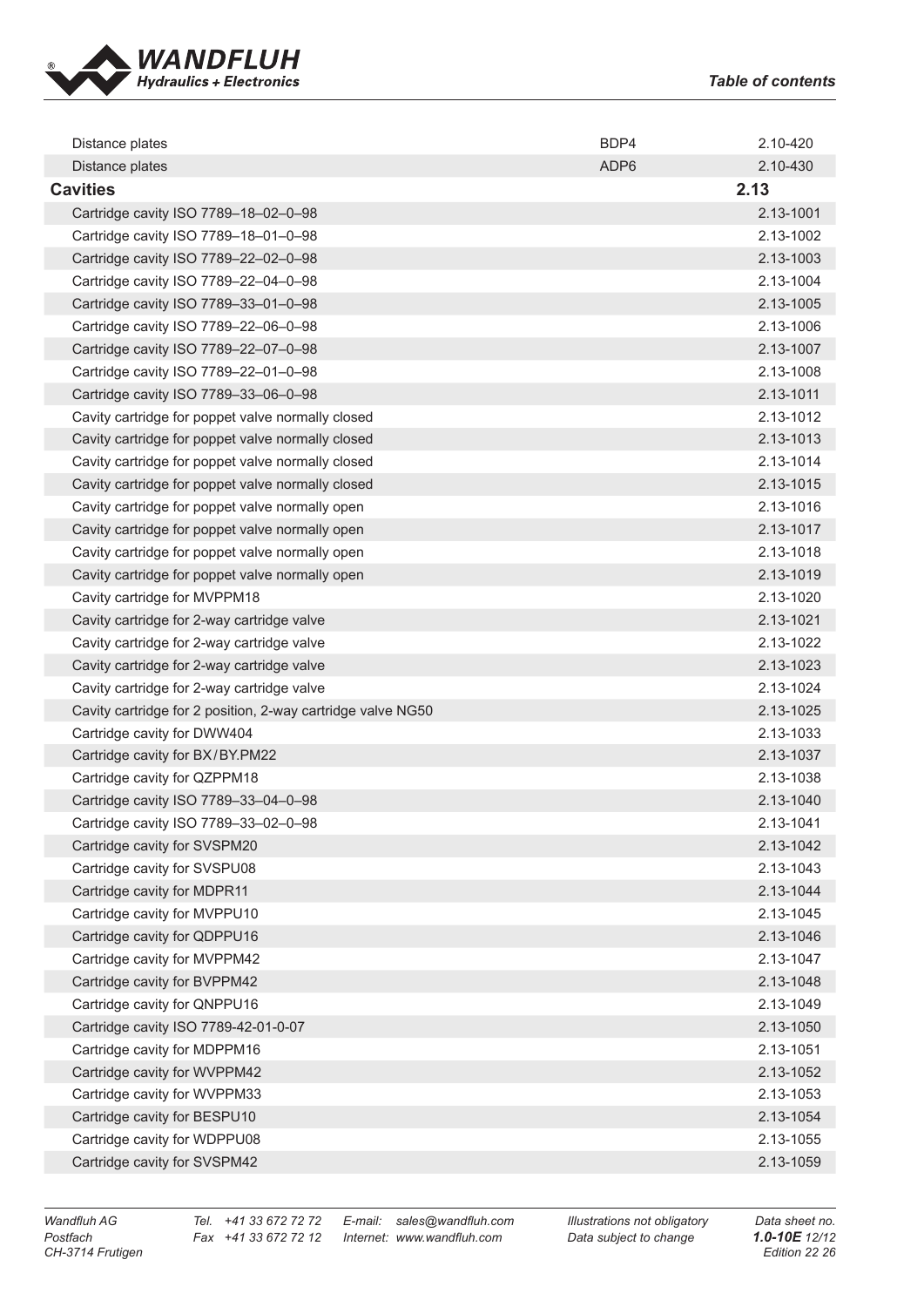| | | |
|---|---|---|
| Distance plates | BDP4 | 2.10-420 |
| Distance plates | ADP6 | 2.10-430 |
| **Cavities** | | **2.13** |
| Cartridge cavity ISO 7789–18–02–0–98 | | 2.13-1001 |
| Cartridge cavity ISO 7789–18–01–0–98 | | 2.13-1002 |
| Cartridge cavity ISO 7789–22–02–0–98 | | 2.13-1003 |
| Cartridge cavity ISO 7789–22–04–0–98 | | 2.13-1004 |
| Cartridge cavity ISO 7789–33–01–0–98 | | 2.13-1005 |
| Cartridge cavity ISO 7789–22–06–0–98 | | 2.13-1006 |
| Cartridge cavity ISO 7789–22–07–0–98 | | 2.13-1007 |
| Cartridge cavity ISO 7789–22–01–0–98 | | 2.13-1008 |
| Cartridge cavity ISO 7789–33–06–0–98 | | 2.13-1011 |
| Cavity cartridge for poppet valve normally closed | | 2.13-1012 |
| Cavity cartridge for poppet valve normally closed | | 2.13-1013 |
| Cavity cartridge for poppet valve normally closed | | 2.13-1014 |
| Cavity cartridge for poppet valve normally closed | | 2.13-1015 |
| Cavity cartridge for poppet valve normally open | | 2.13-1016 |
| Cavity cartridge for poppet valve normally open | | 2.13-1017 |
| Cavity cartridge for poppet valve normally open | | 2.13-1018 |
| Cavity cartridge for poppet valve normally open | | 2.13-1019 |
| Cavity cartridge for MVPPM18 | | 2.13-1020 |
| Cavity cartridge for 2-way cartridge valve | | 2.13-1021 |
| Cavity cartridge for 2-way cartridge valve | | 2.13-1022 |
| Cavity cartridge for 2-way cartridge valve | | 2.13-1023 |
| Cavity cartridge for 2-way cartridge valve | | 2.13-1024 |
| Cavity cartridge for 2 position, 2-way cartridge valve NG50 | | 2.13-1025 |
| Cartridge cavity for DWW404 | | 2.13-1033 |
| Cartridge cavity for BX/BY.PM22 | | 2.13-1037 |
| Cartridge cavity for QZPPM18 | | 2.13-1038 |
| Cartridge cavity ISO 7789–33–04–0–98 | | 2.13-1040 |
| Cartridge cavity ISO 7789–33–02–0–98 | | 2.13-1041 |
| Cartridge cavity for SVSPM20 | | 2.13-1042 |
| Cartridge cavity for SVSPU08 | | 2.13-1043 |
| Cartridge cavity for MDPR11 | | 2.13-1044 |
| Cartridge cavity for MVPPU10 | | 2.13-1045 |
| Cartridge cavity for QDPPU16 | | 2.13-1046 |
| Cartridge cavity for MVPPM42 | | 2.13-1047 |
| Cartridge cavity for BVPPM42 | | 2.13-1048 |
| Cartridge cavity for QNPPU16 | | 2.13-1049 |
| Cartridge cavity ISO 7789-42-01-0-07 | | 2.13-1050 |
| Cartridge cavity for MDPPM16 | | 2.13-1051 |
| Cartridge cavity for WVPPM42 | | 2.13-1052 |
| Cartridge cavity for WVPPM33 | | 2.13-1053 |
| Cartridge cavity for BESPU10 | | 2.13-1054 |
| Cartridge cavity for WDPPU08 | | 2.13-1055 |
| Cartridge cavity for SVSPM42 | | 2.13-1059 |